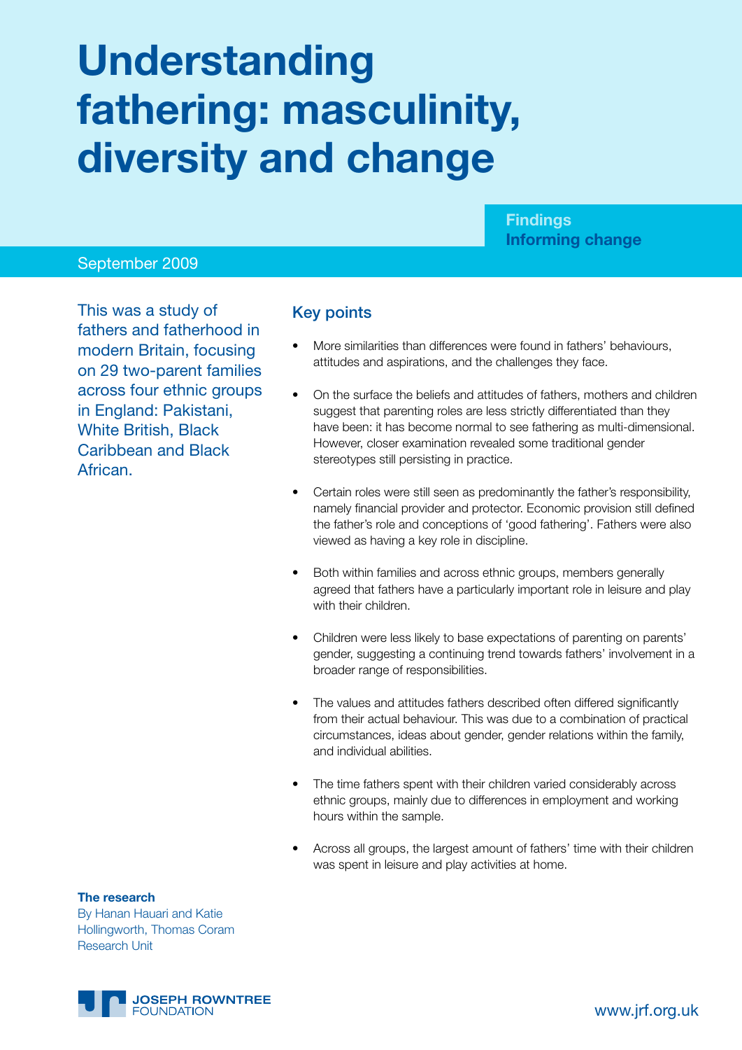# Understanding fathering: masculinity, diversity and change

**Findings**
**Informing change**

September 2009

This was a study of fathers and fatherhood in modern Britain, focusing on 29 two-parent families across four ethnic groups in England: Pakistani, White British, Black Caribbean and Black African.

## Key points

- More similarities than differences were found in fathers' behaviours, attitudes and aspirations, and the challenges they face.
- On the surface the beliefs and attitudes of fathers, mothers and children suggest that parenting roles are less strictly differentiated than they have been: it has become normal to see fathering as multi-dimensional. However, closer examination revealed some traditional gender stereotypes still persisting in practice.
- Certain roles were still seen as predominantly the father's responsibility, namely financial provider and protector. Economic provision still defined the father's role and conceptions of 'good fathering'. Fathers were also viewed as having a key role in discipline.
- Both within families and across ethnic groups, members generally agreed that fathers have a particularly important role in leisure and play with their children.
- Children were less likely to base expectations of parenting on parents' gender, suggesting a continuing trend towards fathers' involvement in a broader range of responsibilities.
- The values and attitudes fathers described often differed significantly from their actual behaviour. This was due to a combination of practical circumstances, ideas about gender, gender relations within the family, and individual abilities.
- The time fathers spent with their children varied considerably across ethnic groups, mainly due to differences in employment and working hours within the sample.
- Across all groups, the largest amount of fathers' time with their children was spent in leisure and play activities at home.

**The research**

By Hanan Hauari and Katie Hollingworth, Thomas Coram Research Unit

JOSEPH ROWNTREE FOUNDATION

www.jrf.org.uk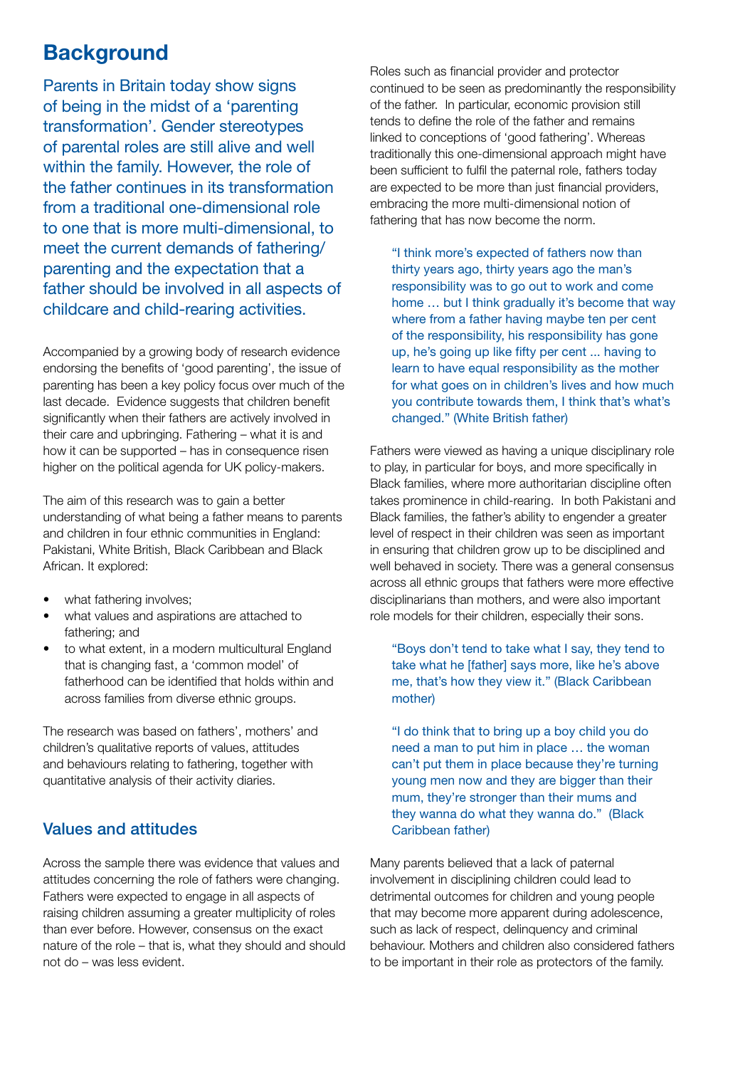## Background

Parents in Britain today show signs of being in the midst of a 'parenting transformation'. Gender stereotypes of parental roles are still alive and well within the family. However, the role of the father continues in its transformation from a traditional one-dimensional role to one that is more multi-dimensional, to meet the current demands of fathering/parenting and the expectation that a father should be involved in all aspects of childcare and child-rearing activities.

Accompanied by a growing body of research evidence endorsing the benefits of 'good parenting', the issue of parenting has been a key policy focus over much of the last decade. Evidence suggests that children benefit significantly when their fathers are actively involved in their care and upbringing. Fathering – what it is and how it can be supported – has in consequence risen higher on the political agenda for UK policy-makers.

The aim of this research was to gain a better understanding of what being a father means to parents and children in four ethnic communities in England: Pakistani, White British, Black Caribbean and Black African. It explored:

- what fathering involves;
- what values and aspirations are attached to fathering; and
- to what extent, in a modern multicultural England that is changing fast, a 'common model' of fatherhood can be identified that holds within and across families from diverse ethnic groups.

The research was based on fathers', mothers' and children's qualitative reports of values, attitudes and behaviours relating to fathering, together with quantitative analysis of their activity diaries.

### Values and attitudes

Across the sample there was evidence that values and attitudes concerning the role of fathers were changing. Fathers were expected to engage in all aspects of raising children assuming a greater multiplicity of roles than ever before. However, consensus on the exact nature of the role – that is, what they should and should not do – was less evident.

Roles such as financial provider and protector continued to be seen as predominantly the responsibility of the father. In particular, economic provision still tends to define the role of the father and remains linked to conceptions of 'good fathering'. Whereas traditionally this one-dimensional approach might have been sufficient to fulfil the paternal role, fathers today are expected to be more than just financial providers, embracing the more multi-dimensional notion of fathering that has now become the norm.

> "I think more's expected of fathers now than thirty years ago, thirty years ago the man's responsibility was to go out to work and come home … but I think gradually it's become that way where from a father having maybe ten per cent of the responsibility, his responsibility has gone up, he's going up like fifty per cent ... having to learn to have equal responsibility as the mother for what goes on in children's lives and how much you contribute towards them, I think that's what's changed." (White British father)

Fathers were viewed as having a unique disciplinary role to play, in particular for boys, and more specifically in Black families, where more authoritarian discipline often takes prominence in child-rearing. In both Pakistani and Black families, the father's ability to engender a greater level of respect in their children was seen as important in ensuring that children grow up to be disciplined and well behaved in society. There was a general consensus across all ethnic groups that fathers were more effective disciplinarians than mothers, and were also important role models for their children, especially their sons.

> "Boys don't tend to take what I say, they tend to take what he [father] says more, like he's above me, that's how they view it." (Black Caribbean mother)

> "I do think that to bring up a boy child you do need a man to put him in place … the woman can't put them in place because they're turning young men now and they are bigger than their mum, they're stronger than their mums and they wanna do what they wanna do." (Black Caribbean father)

Many parents believed that a lack of paternal involvement in disciplining children could lead to detrimental outcomes for children and young people that may become more apparent during adolescence, such as lack of respect, delinquency and criminal behaviour. Mothers and children also considered fathers to be important in their role as protectors of the family.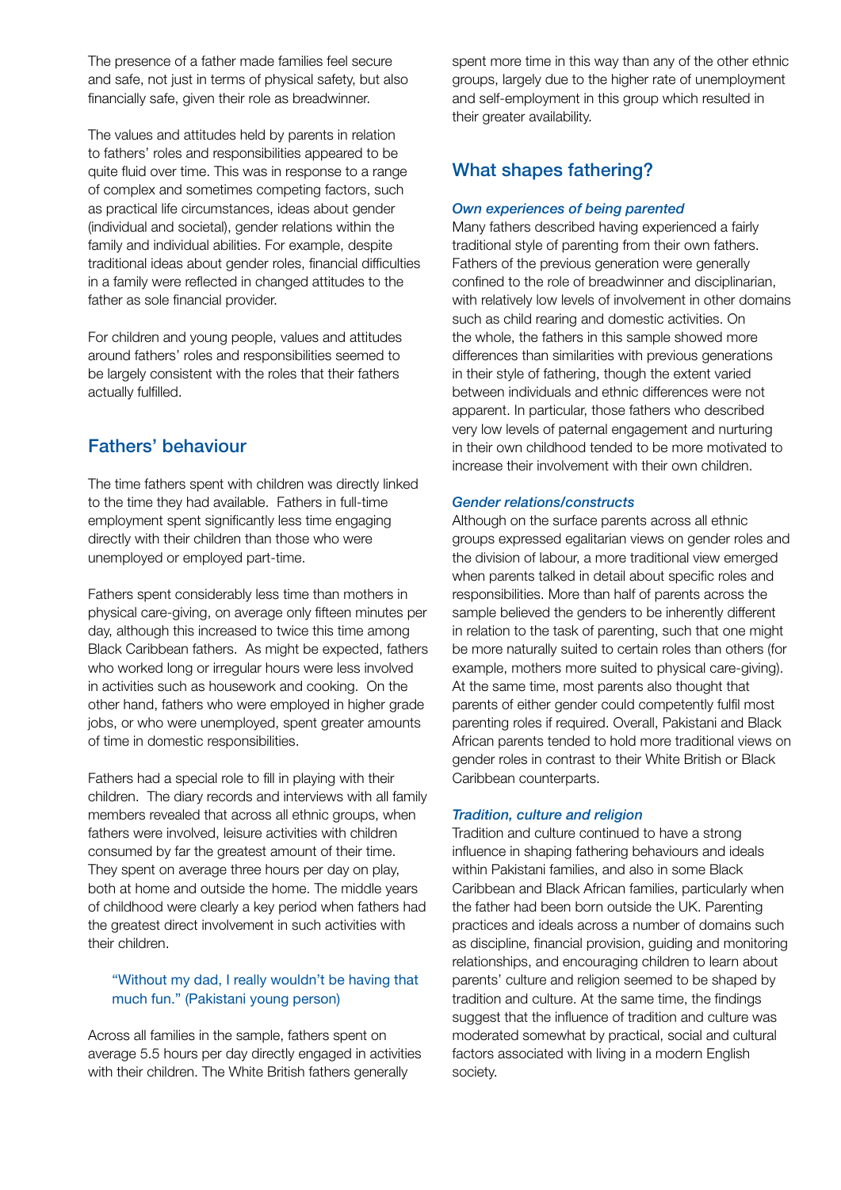The presence of a father made families feel secure and safe, not just in terms of physical safety, but also financially safe, given their role as breadwinner.

The values and attitudes held by parents in relation to fathers' roles and responsibilities appeared to be quite fluid over time. This was in response to a range of complex and sometimes competing factors, such as practical life circumstances, ideas about gender (individual and societal), gender relations within the family and individual abilities. For example, despite traditional ideas about gender roles, financial difficulties in a family were reflected in changed attitudes to the father as sole financial provider.

For children and young people, values and attitudes around fathers' roles and responsibilities seemed to be largely consistent with the roles that their fathers actually fulfilled.

## Fathers' behaviour

The time fathers spent with children was directly linked to the time they had available. Fathers in full-time employment spent significantly less time engaging directly with their children than those who were unemployed or employed part-time.

Fathers spent considerably less time than mothers in physical care-giving, on average only fifteen minutes per day, although this increased to twice this time among Black Caribbean fathers. As might be expected, fathers who worked long or irregular hours were less involved in activities such as housework and cooking. On the other hand, fathers who were employed in higher grade jobs, or who were unemployed, spent greater amounts of time in domestic responsibilities.

Fathers had a special role to fill in playing with their children. The diary records and interviews with all family members revealed that across all ethnic groups, when fathers were involved, leisure activities with children consumed by far the greatest amount of their time. They spent on average three hours per day on play, both at home and outside the home. The middle years of childhood were clearly a key period when fathers had the greatest direct involvement in such activities with their children.

> "Without my dad, I really wouldn't be having that much fun." (Pakistani young person)

Across all families in the sample, fathers spent on average 5.5 hours per day directly engaged in activities with their children. The White British fathers generally spent more time in this way than any of the other ethnic groups, largely due to the higher rate of unemployment and self-employment in this group which resulted in their greater availability.

## What shapes fathering?

### *Own experiences of being parented*

Many fathers described having experienced a fairly traditional style of parenting from their own fathers. Fathers of the previous generation were generally confined to the role of breadwinner and disciplinarian, with relatively low levels of involvement in other domains such as child rearing and domestic activities. On the whole, the fathers in this sample showed more differences than similarities with previous generations in their style of fathering, though the extent varied between individuals and ethnic differences were not apparent. In particular, those fathers who described very low levels of paternal engagement and nurturing in their own childhood tended to be more motivated to increase their involvement with their own children.

### *Gender relations/constructs*

Although on the surface parents across all ethnic groups expressed egalitarian views on gender roles and the division of labour, a more traditional view emerged when parents talked in detail about specific roles and responsibilities. More than half of parents across the sample believed the genders to be inherently different in relation to the task of parenting, such that one might be more naturally suited to certain roles than others (for example, mothers more suited to physical care-giving). At the same time, most parents also thought that parents of either gender could competently fulfil most parenting roles if required. Overall, Pakistani and Black African parents tended to hold more traditional views on gender roles in contrast to their White British or Black Caribbean counterparts.

### *Tradition, culture and religion*

Tradition and culture continued to have a strong influence in shaping fathering behaviours and ideals within Pakistani families, and also in some Black Caribbean and Black African families, particularly when the father had been born outside the UK. Parenting practices and ideals across a number of domains such as discipline, financial provision, guiding and monitoring relationships, and encouraging children to learn about parents' culture and religion seemed to be shaped by tradition and culture. At the same time, the findings suggest that the influence of tradition and culture was moderated somewhat by practical, social and cultural factors associated with living in a modern English society.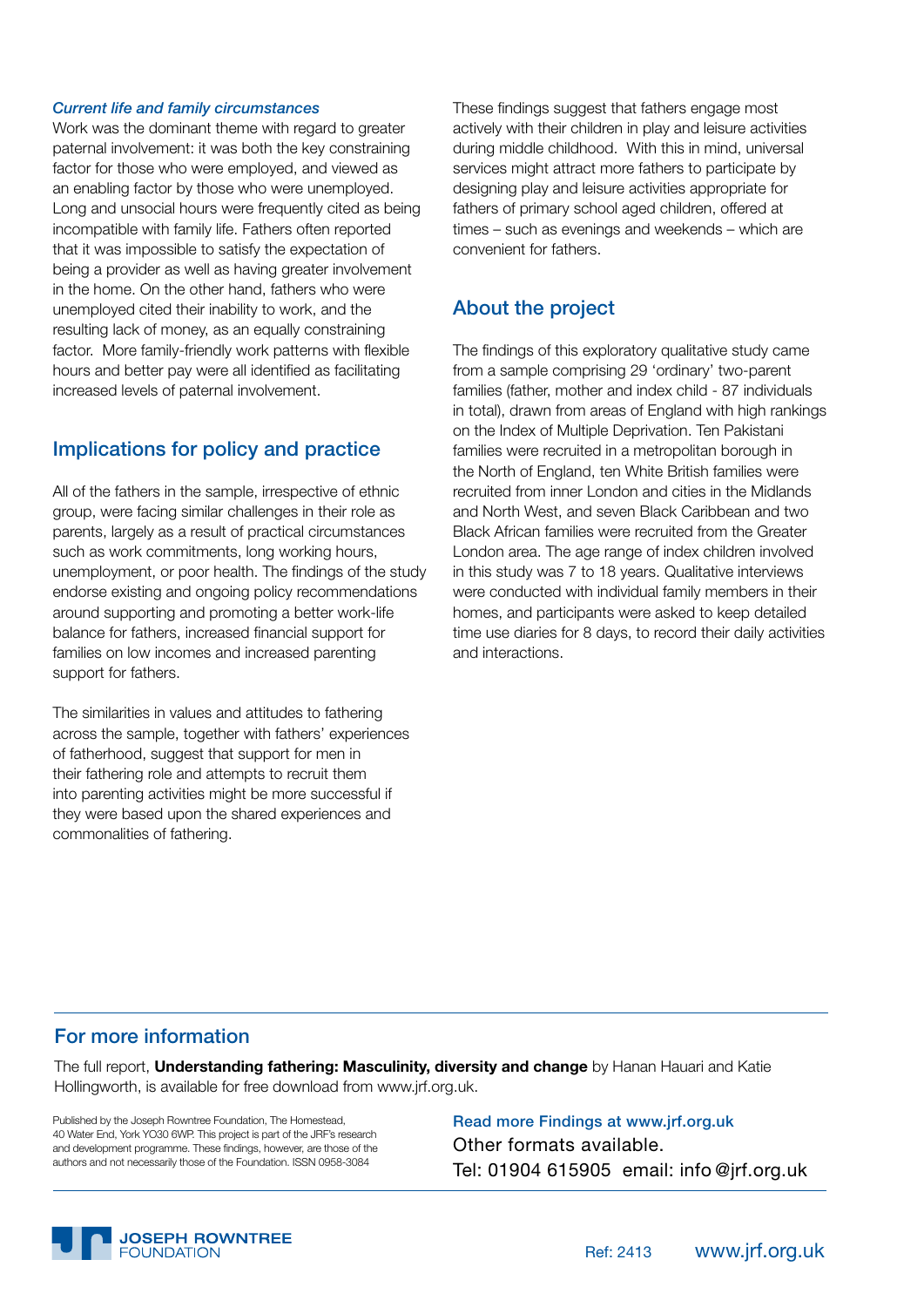*Current life and family circumstances*

Work was the dominant theme with regard to greater paternal involvement: it was both the key constraining factor for those who were employed, and viewed as an enabling factor by those who were unemployed. Long and unsocial hours were frequently cited as being incompatible with family life. Fathers often reported that it was impossible to satisfy the expectation of being a provider as well as having greater involvement in the home. On the other hand, fathers who were unemployed cited their inability to work, and the resulting lack of money, as an equally constraining factor. More family-friendly work patterns with flexible hours and better pay were all identified as facilitating increased levels of paternal involvement.

## Implications for policy and practice

All of the fathers in the sample, irrespective of ethnic group, were facing similar challenges in their role as parents, largely as a result of practical circumstances such as work commitments, long working hours, unemployment, or poor health. The findings of the study endorse existing and ongoing policy recommendations around supporting and promoting a better work-life balance for fathers, increased financial support for families on low incomes and increased parenting support for fathers.

The similarities in values and attitudes to fathering across the sample, together with fathers' experiences of fatherhood, suggest that support for men in their fathering role and attempts to recruit them into parenting activities might be more successful if they were based upon the shared experiences and commonalities of fathering.

These findings suggest that fathers engage most actively with their children in play and leisure activities during middle childhood. With this in mind, universal services might attract more fathers to participate by designing play and leisure activities appropriate for fathers of primary school aged children, offered at times – such as evenings and weekends – which are convenient for fathers.

## About the project

The findings of this exploratory qualitative study came from a sample comprising 29 'ordinary' two-parent families (father, mother and index child - 87 individuals in total), drawn from areas of England with high rankings on the Index of Multiple Deprivation. Ten Pakistani families were recruited in a metropolitan borough in the North of England, ten White British families were recruited from inner London and cities in the Midlands and North West, and seven Black Caribbean and two Black African families were recruited from the Greater London area. The age range of index children involved in this study was 7 to 18 years. Qualitative interviews were conducted with individual family members in their homes, and participants were asked to keep detailed time use diaries for 8 days, to record their daily activities and interactions.

## For more information

The full report, **Understanding fathering: Masculinity, diversity and change** by Hanan Hauari and Katie Hollingworth, is available for free download from www.jrf.org.uk.

Published by the Joseph Rowntree Foundation, The Homestead, 40 Water End, York YO30 6WP. This project is part of the JRF's research and development programme. These findings, however, are those of the authors and not necessarily those of the Foundation. ISSN 0958-3084

Read more Findings at www.jrf.org.uk

Other formats available.

Tel: 01904 615905 email: info@jrf.org.uk

JOSEPH ROWNTREE FOUNDATION

Ref: 2413 www.jrf.org.uk